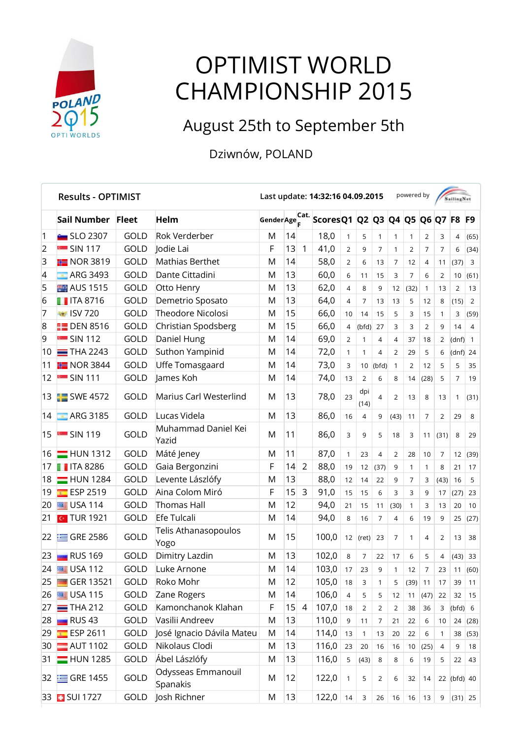# OPTIMIST WORLD CHAMPIONSHIP 2015

## August 25th to September 5th

Dziwnów, POLAND

**Results - OPTIMIST** | **Last update: 14:32:16 04.09.2015** | powered by SailingNet

| | Sail Number | Fleet | Helm | Gender | Age | Cat. F | Scores | Q1 | Q2 | Q3 | Q4 | Q5 | Q6 | Q7 | F8 | F9 |
|---|---|---|---|---|---|---|---|---|---|---|---|---|---|---|---|---|
| 1 | SLO 2307 | GOLD | Rok Verderber | M | 14 | | 18,0 | 1 | 5 | 1 | 1 | 1 | 2 | 3 | 4 | (65) |
| 2 | SIN 117 | GOLD | Jodie Lai | F | 13 | 1 | 41,0 | 2 | 9 | 7 | 1 | 2 | 7 | 7 | 6 | (34) |
| 3 | NOR 3819 | GOLD | Mathias Berthet | M | 14 | | 58,0 | 2 | 6 | 13 | 7 | 12 | 4 | 11 | (37) | 3 |
| 4 | ARG 3493 | GOLD | Dante Cittadini | M | 13 | | 60,0 | 6 | 11 | 15 | 3 | 7 | 6 | 2 | 10 | (61) |
| 5 | AUS 1515 | GOLD | Otto Henry | M | 13 | | 62,0 | 4 | 8 | 9 | 12 | (32) | 1 | 13 | 2 | 13 |
| 6 | ITA 8716 | GOLD | Demetrio Sposato | M | 13 | | 64,0 | 4 | 7 | 13 | 13 | 5 | 12 | 8 | (15) | 2 |
| 7 | ISV 720 | GOLD | Theodore Nicolosi | M | 15 | | 66,0 | 10 | 14 | 15 | 5 | 3 | 15 | 1 | 3 | (59) |
| 8 | DEN 8516 | GOLD | Christian Spodsberg | M | 15 | | 66,0 | 4 | (bfd) | 27 | 3 | 3 | 2 | 9 | 14 | 4 |
| 9 | SIN 112 | GOLD | Daniel Hung | M | 14 | | 69,0 | 2 | 1 | 4 | 4 | 37 | 18 | 2 | (dnf) | 1 |
| 10 | THA 2243 | GOLD | Suthon Yampinid | M | 14 | | 72,0 | 1 | 1 | 4 | 2 | 29 | 5 | 6 | (dnf) | 24 |
| 11 | NOR 3844 | GOLD | Uffe Tomasgaard | M | 14 | | 73,0 | 3 | 10 | (bfd) | 1 | 2 | 12 | 5 | 5 | 35 |
| 12 | SIN 111 | GOLD | James Koh | M | 14 | | 74,0 | 13 | 2 | 6 | 8 | 14 | (28) | 5 | 7 | 19 |
| 13 | SWE 4572 | GOLD | Marius Carl Westerlind | M | 13 | | 78,0 | 23 | dpi (14) | 4 | 2 | 13 | 8 | 13 | 1 | (31) |
| 14 | ARG 3185 | GOLD | Lucas Videla | M | 13 | | 86,0 | 16 | 4 | 9 | (43) | 11 | 7 | 2 | 29 | 8 |
| 15 | SIN 119 | GOLD | Muhammad Daniel Kei Yazid | M | 11 | | 86,0 | 3 | 9 | 5 | 18 | 3 | 11 | (31) | 8 | 29 |
| 16 | HUN 1312 | GOLD | Máté Jeney | M | 11 | | 87,0 | 1 | 23 | 4 | 2 | 28 | 10 | 7 | 12 | (39) |
| 17 | ITA 8286 | GOLD | Gaia Bergonzini | F | 14 | 2 | 88,0 | 19 | 12 | (37) | 9 | 1 | 1 | 8 | 21 | 17 |
| 18 | HUN 1284 | GOLD | Levente Lászlófy | M | 13 | | 88,0 | 12 | 14 | 22 | 9 | 7 | 3 | (43) | 16 | 5 |
| 19 | ESP 2519 | GOLD | Aina Colom Miró | F | 15 | 3 | 91,0 | 15 | 15 | 6 | 3 | 3 | 9 | 17 | (27) | 23 |
| 20 | USA 114 | GOLD | Thomas Hall | M | 12 | | 94,0 | 21 | 15 | 11 | (30) | 1 | 3 | 13 | 20 | 10 |
| 21 | TUR 1921 | GOLD | Efe Tulcali | M | 14 | | 94,0 | 8 | 16 | 7 | 4 | 6 | 19 | 9 | 25 | (27) |
| 22 | GRE 2586 | GOLD | Telis Athanasopoulos Yogo | M | 15 | | 100,0 | 12 | (ret) | 23 | 7 | 1 | 4 | 2 | 13 | 38 |
| 23 | RUS 169 | GOLD | Dimitry Lazdin | M | 13 | | 102,0 | 8 | 7 | 22 | 17 | 6 | 5 | 4 | (43) | 33 |
| 24 | USA 112 | GOLD | Luke Arnone | M | 14 | | 103,0 | 17 | 23 | 9 | 1 | 12 | 7 | 23 | 11 | (60) |
| 25 | GER 13521 | GOLD | Roko Mohr | M | 12 | | 105,0 | 18 | 3 | 1 | 5 | (39) | 11 | 17 | 39 | 11 |
| 26 | USA 115 | GOLD | Zane Rogers | M | 14 | | 106,0 | 4 | 5 | 5 | 12 | 11 | (47) | 22 | 32 | 15 |
| 27 | THA 212 | GOLD | Kamonchanok Klahan | F | 15 | 4 | 107,0 | 18 | 2 | 2 | 2 | 38 | 36 | 3 | (bfd) | 6 |
| 28 | RUS 43 | GOLD | Vasilii Andreev | M | 13 | | 110,0 | 9 | 11 | 7 | 21 | 22 | 6 | 10 | 24 | (28) |
| 29 | ESP 2611 | GOLD | José Ignacio Dávila Mateu | M | 14 | | 114,0 | 13 | 1 | 13 | 20 | 22 | 6 | 1 | 38 | (53) |
| 30 | AUT 1102 | GOLD | Nikolaus Clodi | M | 13 | | 116,0 | 23 | 20 | 16 | 16 | 10 | (25) | 4 | 9 | 18 |
| 31 | HUN 1285 | GOLD | Ábel Lászlófy | M | 13 | | 116,0 | 5 | (43) | 8 | 8 | 6 | 19 | 5 | 22 | 43 |
| 32 | GRE 1455 | GOLD | Odysseas Emmanouil Spanakis | M | 12 | | 122,0 | 1 | 5 | 2 | 6 | 32 | 14 | 22 | (bfd) | 40 |
| 33 | SUI 1727 | GOLD | Josh Richner | M | 13 | | 122,0 | 14 | 3 | 26 | 16 | 16 | 13 | 9 | (31) | 25 |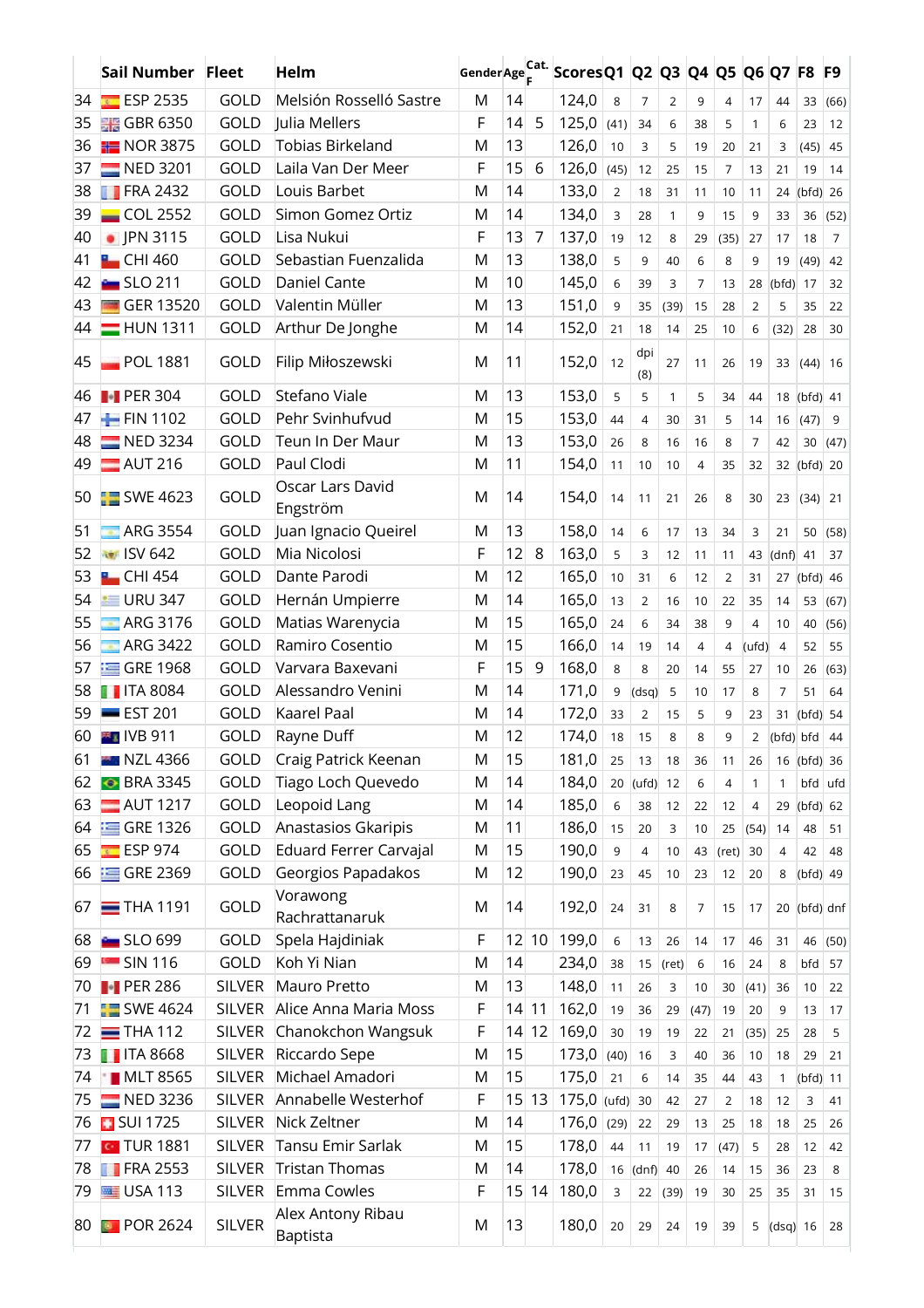| | Sail Number | Fleet | Helm | Gender | Age | Cat. F | Scores | Q1 | Q2 | Q3 | Q4 | Q5 | Q6 | Q7 | F8 | F9 |
|---|---|---|---|---|---|---|---|---|---|---|---|---|---|---|---|---|
| 34 | ESP 2535 | GOLD | Melsión Rosselló Sastre | M | 14 | | 124,0 | 8 | 7 | 2 | 9 | 4 | 17 | 44 | 33 | (66) |
| 35 | GBR 6350 | GOLD | Julia Mellers | F | 14 | 5 | 125,0 | (41) | 34 | 6 | 38 | 5 | 1 | 6 | 23 | 12 |
| 36 | NOR 3875 | GOLD | Tobias Birkeland | M | 13 | | 126,0 | 10 | 3 | 5 | 19 | 20 | 21 | 3 | (45) | 45 |
| 37 | NED 3201 | GOLD | Laila Van Der Meer | F | 15 | 6 | 126,0 | (45) | 12 | 25 | 15 | 7 | 13 | 21 | 19 | 14 |
| 38 | FRA 2432 | GOLD | Louis Barbet | M | 14 | | 133,0 | 2 | 18 | 31 | 11 | 10 | 11 | 24 | (bfd) | 26 |
| 39 | COL 2552 | GOLD | Simon Gomez Ortiz | M | 14 | | 134,0 | 3 | 28 | 1 | 9 | 15 | 9 | 33 | 36 | (52) |
| 40 | JPN 3115 | GOLD | Lisa Nukui | F | 13 | 7 | 137,0 | 19 | 12 | 8 | 29 | (35) | 27 | 17 | 18 | 7 |
| 41 | CHI 460 | GOLD | Sebastian Fuenzalida | M | 13 | | 138,0 | 5 | 9 | 40 | 6 | 8 | 9 | 19 | (49) | 42 |
| 42 | SLO 211 | GOLD | Daniel Cante | M | 10 | | 145,0 | 6 | 39 | 3 | 7 | 13 | 28 | (bfd) | 17 | 32 |
| 43 | GER 13520 | GOLD | Valentin Müller | M | 13 | | 151,0 | 9 | 35 | (39) | 15 | 28 | 2 | 5 | 35 | 22 |
| 44 | HUN 1311 | GOLD | Arthur De Jonghe | M | 14 | | 152,0 | 21 | 18 | 14 | 25 | 10 | 6 | (32) | 28 | 30 |
| 45 | POL 1881 | GOLD | Filip Miłoszewski | M | 11 | | 152,0 | 12 | dpi (8) | 27 | 11 | 26 | 19 | 33 | (44) | 16 |
| 46 | PER 304 | GOLD | Stefano Viale | M | 13 | | 153,0 | 5 | 5 | 1 | 5 | 34 | 44 | 18 | (bfd) | 41 |
| 47 | FIN 1102 | GOLD | Pehr Svinhufvud | M | 15 | | 153,0 | 44 | 4 | 30 | 31 | 5 | 14 | 16 | (47) | 9 |
| 48 | NED 3234 | GOLD | Teun In Der Maur | M | 13 | | 153,0 | 26 | 8 | 16 | 16 | 8 | 7 | 42 | 30 | (47) |
| 49 | AUT 216 | GOLD | Paul Clodi | M | 11 | | 154,0 | 11 | 10 | 10 | 4 | 35 | 32 | 32 | (bfd) | 20 |
| 50 | SWE 4623 | GOLD | Oscar Lars David Engström | M | 14 | | 154,0 | 14 | 11 | 21 | 26 | 8 | 30 | 23 | (34) | 21 |
| 51 | ARG 3554 | GOLD | Juan Ignacio Queirel | M | 13 | | 158,0 | 14 | 6 | 17 | 13 | 34 | 3 | 21 | 50 | (58) |
| 52 | ISV 642 | GOLD | Mia Nicolosi | F | 12 | 8 | 163,0 | 5 | 3 | 12 | 11 | 11 | 43 | (dnf) | 41 | 37 |
| 53 | CHI 454 | GOLD | Dante Parodi | M | 12 | | 165,0 | 10 | 31 | 6 | 12 | 2 | 31 | 27 | (bfd) | 46 |
| 54 | URU 347 | GOLD | Hernán Umpierre | M | 14 | | 165,0 | 13 | 2 | 16 | 10 | 22 | 35 | 14 | 53 | (67) |
| 55 | ARG 3176 | GOLD | Matias Warenycia | M | 15 | | 165,0 | 24 | 6 | 34 | 38 | 9 | 4 | 10 | 40 | (56) |
| 56 | ARG 3422 | GOLD | Ramiro Cosentio | M | 15 | | 166,0 | 14 | 19 | 14 | 4 | 4 | (ufd) | 4 | 52 | 55 |
| 57 | GRE 1968 | GOLD | Varvara Baxevani | F | 15 | 9 | 168,0 | 8 | 8 | 20 | 14 | 55 | 27 | 10 | 26 | (63) |
| 58 | ITA 8084 | GOLD | Alessandro Venini | M | 14 | | 171,0 | 9 | (dsq) | 5 | 10 | 17 | 8 | 7 | 51 | 64 |
| 59 | EST 201 | GOLD | Kaarel Paal | M | 14 | | 172,0 | 33 | 2 | 15 | 5 | 9 | 23 | 31 | (bfd) | 54 |
| 60 | IVB 911 | GOLD | Rayne Duff | M | 12 | | 174,0 | 18 | 15 | 8 | 8 | 9 | 2 | (bfd) | bfd | 44 |
| 61 | NZL 4366 | GOLD | Craig Patrick Keenan | M | 15 | | 181,0 | 25 | 13 | 18 | 36 | 11 | 26 | 16 | (bfd) | 36 |
| 62 | BRA 3345 | GOLD | Tiago Loch Quevedo | M | 14 | | 184,0 | 20 | (ufd) | 12 | 6 | 4 | 1 | 1 | bfd | ufd |
| 63 | AUT 1217 | GOLD | Leopoid Lang | M | 14 | | 185,0 | 6 | 38 | 12 | 22 | 12 | 4 | 29 | (bfd) | 62 |
| 64 | GRE 1326 | GOLD | Anastasios Gkaripis | M | 11 | | 186,0 | 15 | 20 | 3 | 10 | 25 | (54) | 14 | 48 | 51 |
| 65 | ESP 974 | GOLD | Eduard Ferrer Carvajal | M | 15 | | 190,0 | 9 | 4 | 10 | 43 | (ret) | 30 | 4 | 42 | 48 |
| 66 | GRE 2369 | GOLD | Georgios Papadakos | M | 12 | | 190,0 | 23 | 45 | 10 | 23 | 12 | 20 | 8 | (bfd) | 49 |
| 67 | THA 1191 | GOLD | Vorawong Rachrattanaruk | M | 14 | | 192,0 | 24 | 31 | 8 | 7 | 15 | 17 | 20 | (bfd) | dnf |
| 68 | SLO 699 | GOLD | Spela Hajdiniak | F | 12 | 10 | 199,0 | 6 | 13 | 26 | 14 | 17 | 46 | 31 | 46 | (50) |
| 69 | SIN 116 | GOLD | Koh Yi Nian | M | 14 | | 234,0 | 38 | 15 | (ret) | 6 | 16 | 24 | 8 | bfd | 57 |
| 70 | PER 286 | SILVER | Mauro Pretto | M | 13 | | 148,0 | 11 | 26 | 3 | 10 | 30 | (41) | 36 | 10 | 22 |
| 71 | SWE 4624 | SILVER | Alice Anna Maria Moss | F | 14 | 11 | 162,0 | 19 | 36 | 29 | (47) | 19 | 20 | 9 | 13 | 17 |
| 72 | THA 112 | SILVER | Chanokchon Wangsuk | F | 14 | 12 | 169,0 | 30 | 19 | 19 | 22 | 21 | (35) | 25 | 28 | 5 |
| 73 | ITA 8668 | SILVER | Riccardo Sepe | M | 15 | | 173,0 | (40) | 16 | 3 | 40 | 36 | 10 | 18 | 29 | 21 |
| 74 | MLT 8565 | SILVER | Michael Amadori | M | 15 | | 175,0 | 21 | 6 | 14 | 35 | 44 | 43 | 1 | (bfd) | 11 |
| 75 | NED 3236 | SILVER | Annabelle Westerhof | F | 15 | 13 | 175,0 | (ufd) | 30 | 42 | 27 | 2 | 18 | 12 | 3 | 41 |
| 76 | SUI 1725 | SILVER | Nick Zeltner | M | 14 | | 176,0 | (29) | 22 | 29 | 13 | 25 | 18 | 18 | 25 | 26 |
| 77 | TUR 1881 | SILVER | Tansu Emir Sarlak | M | 15 | | 178,0 | 44 | 11 | 19 | 17 | (47) | 5 | 28 | 12 | 42 |
| 78 | FRA 2553 | SILVER | Tristan Thomas | M | 14 | | 178,0 | 16 | (dnf) | 40 | 26 | 14 | 15 | 36 | 23 | 8 |
| 79 | USA 113 | SILVER | Emma Cowles | F | 15 | 14 | 180,0 | 3 | 22 | (39) | 19 | 30 | 25 | 35 | 31 | 15 |
| 80 | POR 2624 | SILVER | Alex Antony Ribau Baptista | M | 13 | | 180,0 | 20 | 29 | 24 | 19 | 39 | 5 | (dsq) | 16 | 28 |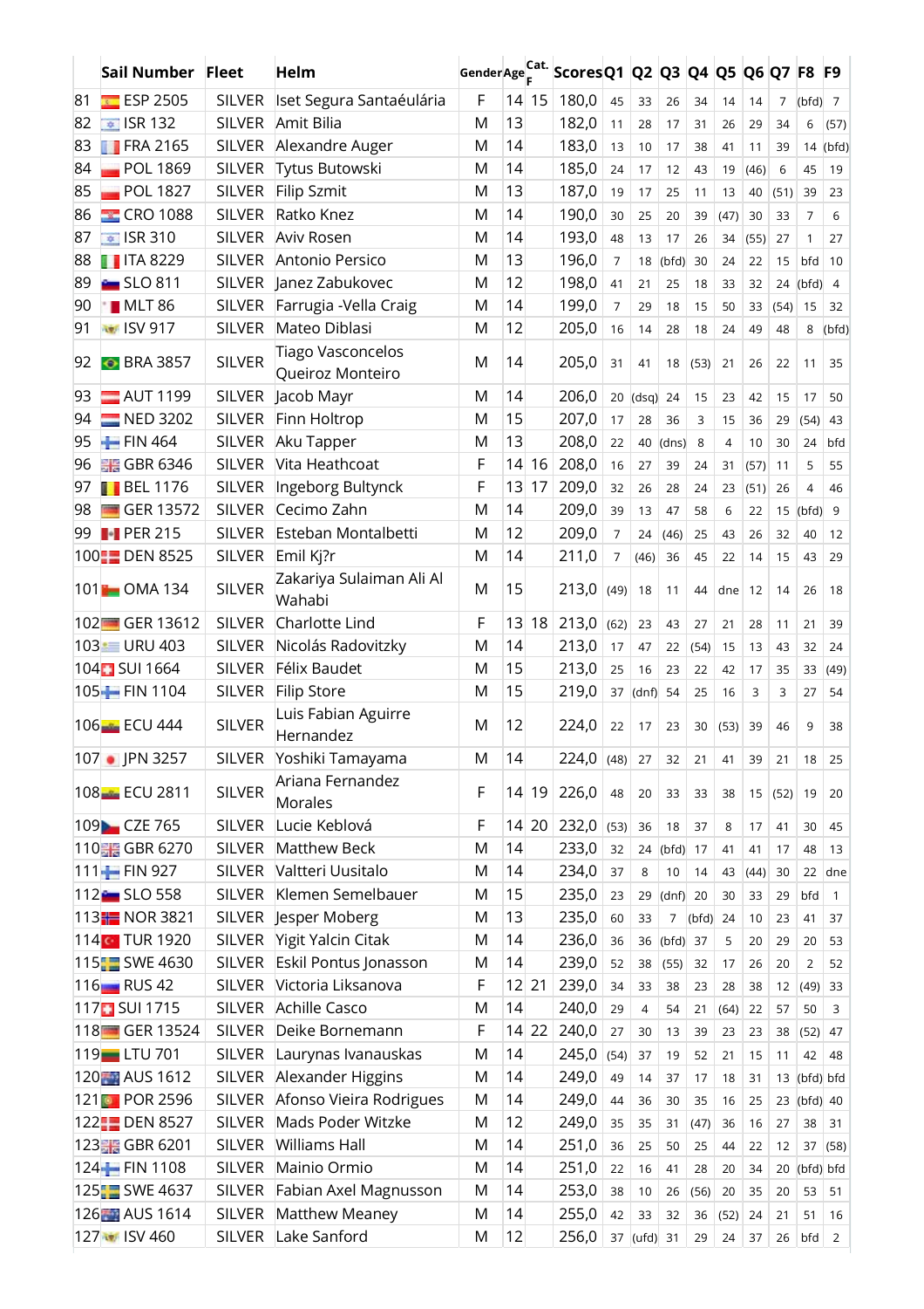| | Sail Number | Fleet | Helm | Gender | Age | Cat. F | Scores | Q1 | Q2 | Q3 | Q4 | Q5 | Q6 | Q7 | F8 | F9 |
|---|---|---|---|---|---|---|---|---|---|---|---|---|---|---|---|---|
| 81 | ESP 2505 | SILVER | Iset Segura Santaéulária | F | 14 | 15 | 180,0 | 45 | 33 | 26 | 34 | 14 | 14 | 7 | (bfd) | 7 |
| 82 | ISR 132 | SILVER | Amit Bilia | M | 13 | | 182,0 | 11 | 28 | 17 | 31 | 26 | 29 | 34 | 6 | (57) |
| 83 | FRA 2165 | SILVER | Alexandre Auger | M | 14 | | 183,0 | 13 | 10 | 17 | 38 | 41 | 11 | 39 | 14 | (bfd) |
| 84 | POL 1869 | SILVER | Tytus Butowski | M | 14 | | 185,0 | 24 | 17 | 12 | 43 | 19 | (46) | 6 | 45 | 19 |
| 85 | POL 1827 | SILVER | Filip Szmit | M | 13 | | 187,0 | 19 | 17 | 25 | 11 | 13 | 40 | (51) | 39 | 23 |
| 86 | CRO 1088 | SILVER | Ratko Knez | M | 14 | | 190,0 | 30 | 25 | 20 | 39 | (47) | 30 | 33 | 7 | 6 |
| 87 | ISR 310 | SILVER | Aviv Rosen | M | 14 | | 193,0 | 48 | 13 | 17 | 26 | 34 | (55) | 27 | 1 | 27 |
| 88 | ITA 8229 | SILVER | Antonio Persico | M | 13 | | 196,0 | 7 | 18 | (bfd) | 30 | 24 | 22 | 15 | bfd | 10 |
| 89 | SLO 811 | SILVER | Janez Zabukovec | M | 12 | | 198,0 | 41 | 21 | 25 | 18 | 33 | 32 | 24 | (bfd) | 4 |
| 90 | MLT 86 | SILVER | Farrugia -Vella Craig | M | 14 | | 199,0 | 7 | 29 | 18 | 15 | 50 | 33 | (54) | 15 | 32 |
| 91 | ISV 917 | SILVER | Mateo Diblasi | M | 12 | | 205,0 | 16 | 14 | 28 | 18 | 24 | 49 | 48 | 8 | (bfd) |
| 92 | BRA 3857 | SILVER | Tiago Vasconcelos Queiroz Monteiro | M | 14 | | 205,0 | 31 | 41 | 18 | (53) | 21 | 26 | 22 | 11 | 35 |
| 93 | AUT 1199 | SILVER | Jacob Mayr | M | 14 | | 206,0 | 20 | (dsq) | 24 | 15 | 23 | 42 | 15 | 17 | 50 |
| 94 | NED 3202 | SILVER | Finn Holtrop | M | 15 | | 207,0 | 17 | 28 | 36 | 3 | 15 | 36 | 29 | (54) | 43 |
| 95 | FIN 464 | SILVER | Aku Tapper | M | 13 | | 208,0 | 22 | 40 | (dns) | 8 | 4 | 10 | 30 | 24 | bfd |
| 96 | GBR 6346 | SILVER | Vita Heathcoat | F | 14 | 16 | 208,0 | 16 | 27 | 39 | 24 | 31 | (57) | 11 | 5 | 55 |
| 97 | BEL 1176 | SILVER | Ingeborg Bultynck | F | 13 | 17 | 209,0 | 32 | 26 | 28 | 24 | 23 | (51) | 26 | 4 | 46 |
| 98 | GER 13572 | SILVER | Cecimo Zahn | M | 14 | | 209,0 | 39 | 13 | 47 | 58 | 6 | 22 | 15 | (bfd) | 9 |
| 99 | PER 215 | SILVER | Esteban Montalbetti | M | 12 | | 209,0 | 7 | 24 | (46) | 25 | 43 | 26 | 32 | 40 | 12 |
| 100 | DEN 8525 | SILVER | Emil Kj?r | M | 14 | | 211,0 | 7 | (46) | 36 | 45 | 22 | 14 | 15 | 43 | 29 |
| 101 | OMA 134 | SILVER | Zakariya Sulaiman Ali Al Wahabi | M | 15 | | 213,0 | (49) | 18 | 11 | 44 | dne | 12 | 14 | 26 | 18 |
| 102 | GER 13612 | SILVER | Charlotte Lind | F | 13 | 18 | 213,0 | (62) | 23 | 43 | 27 | 21 | 28 | 11 | 21 | 39 |
| 103 | URU 403 | SILVER | Nicolás Radovitzky | M | 14 | | 213,0 | 17 | 47 | 22 | (54) | 15 | 13 | 43 | 32 | 24 |
| 104 | SUI 1664 | SILVER | Félix Baudet | M | 15 | | 213,0 | 25 | 16 | 23 | 22 | 42 | 17 | 35 | 33 | (49) |
| 105 | FIN 1104 | SILVER | Filip Store | M | 15 | | 219,0 | 37 | (dnf) | 54 | 25 | 16 | 3 | 3 | 27 | 54 |
| 106 | ECU 444 | SILVER | Luis Fabian Aguirre Hernandez | M | 12 | | 224,0 | 22 | 17 | 23 | 30 | (53) | 39 | 46 | 9 | 38 |
| 107 | JPN 3257 | SILVER | Yoshiki Tamayama | M | 14 | | 224,0 | (48) | 27 | 32 | 21 | 41 | 39 | 21 | 18 | 25 |
| 108 | ECU 2811 | SILVER | Ariana Fernandez Morales | F | 14 | 19 | 226,0 | 48 | 20 | 33 | 33 | 38 | 15 | (52) | 19 | 20 |
| 109 | CZE 765 | SILVER | Lucie Keblová | F | 14 | 20 | 232,0 | (53) | 36 | 18 | 37 | 8 | 17 | 41 | 30 | 45 |
| 110 | GBR 6270 | SILVER | Matthew Beck | M | 14 | | 233,0 | 32 | 24 | (bfd) | 17 | 41 | 41 | 17 | 48 | 13 |
| 111 | FIN 927 | SILVER | Valtteri Uusitalo | M | 14 | | 234,0 | 37 | 8 | 10 | 14 | 43 | (44) | 30 | 22 | dne |
| 112 | SLO 558 | SILVER | Klemen Semelbauer | M | 15 | | 235,0 | 23 | 29 | (dnf) | 20 | 30 | 33 | 29 | bfd | 1 |
| 113 | NOR 3821 | SILVER | Jesper Moberg | M | 13 | | 235,0 | 60 | 33 | 7 | (bfd) | 24 | 10 | 23 | 41 | 37 |
| 114 | TUR 1920 | SILVER | Yigit Yalcin Citak | M | 14 | | 236,0 | 36 | 36 | (bfd) | 37 | 5 | 20 | 29 | 20 | 53 |
| 115 | SWE 4630 | SILVER | Eskil Pontus Jonasson | M | 14 | | 239,0 | 52 | 38 | (55) | 32 | 17 | 26 | 20 | 2 | 52 |
| 116 | RUS 42 | SILVER | Victoria Liksanova | F | 12 | 21 | 239,0 | 34 | 33 | 38 | 23 | 28 | 38 | 12 | (49) | 33 |
| 117 | SUI 1715 | SILVER | Achille Casco | M | 14 | | 240,0 | 29 | 4 | 54 | 21 | (64) | 22 | 57 | 50 | 3 |
| 118 | GER 13524 | SILVER | Deike Bornemann | F | 14 | 22 | 240,0 | 27 | 30 | 13 | 39 | 23 | 23 | 38 | (52) | 47 |
| 119 | LTU 701 | SILVER | Laurynas Ivanauskas | M | 14 | | 245,0 | (54) | 37 | 19 | 52 | 21 | 15 | 11 | 42 | 48 |
| 120 | AUS 1612 | SILVER | Alexander Higgins | M | 14 | | 249,0 | 49 | 14 | 37 | 17 | 18 | 31 | 13 | (bfd) | bfd |
| 121 | POR 2596 | SILVER | Afonso Vieira Rodrigues | M | 14 | | 249,0 | 44 | 36 | 30 | 35 | 16 | 25 | 23 | (bfd) | 40 |
| 122 | DEN 8527 | SILVER | Mads Poder Witzke | M | 12 | | 249,0 | 35 | 35 | 31 | (47) | 36 | 16 | 27 | 38 | 31 |
| 123 | GBR 6201 | SILVER | Williams Hall | M | 14 | | 251,0 | 36 | 25 | 50 | 25 | 44 | 22 | 12 | 37 | (58) |
| 124 | FIN 1108 | SILVER | Mainio Ormio | M | 14 | | 251,0 | 22 | 16 | 41 | 28 | 20 | 34 | 20 | (bfd) | bfd |
| 125 | SWE 4637 | SILVER | Fabian Axel Magnusson | M | 14 | | 253,0 | 38 | 10 | 26 | (56) | 20 | 35 | 20 | 53 | 51 |
| 126 | AUS 1614 | SILVER | Matthew Meaney | M | 14 | | 255,0 | 42 | 33 | 32 | 36 | (52) | 24 | 21 | 51 | 16 |
| 127 | ISV 460 | SILVER | Lake Sanford | M | 12 | | 256,0 | 37 | (ufd) | 31 | 29 | 24 | 37 | 26 | bfd | 2 |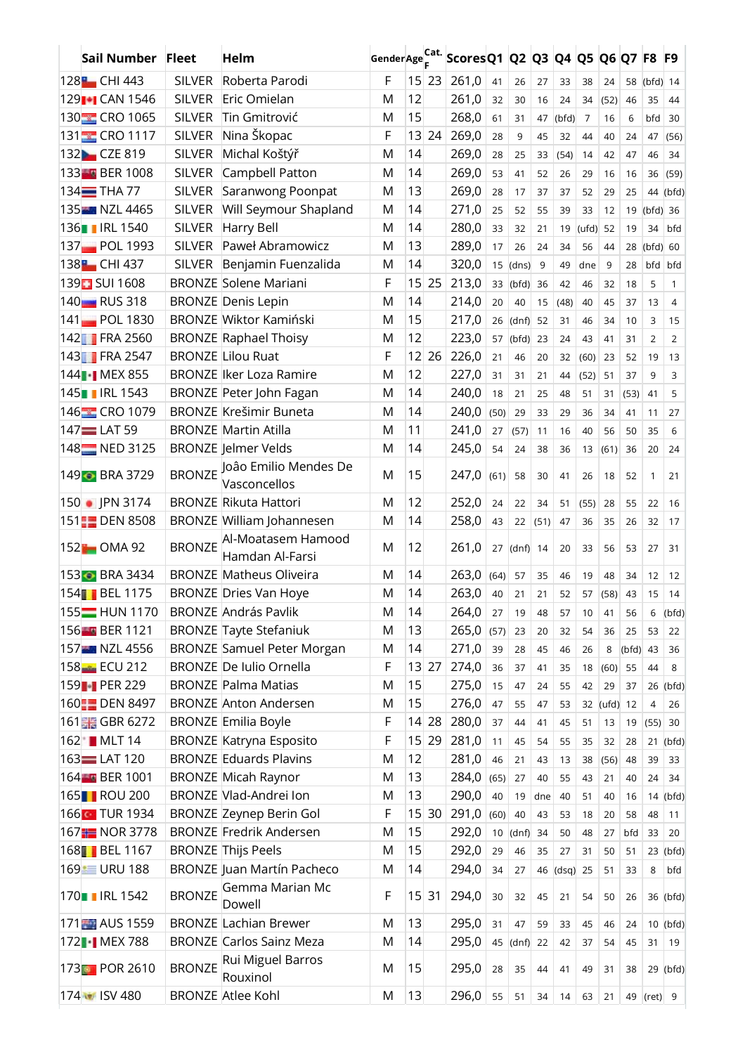| | Sail Number | Fleet | Helm | Gender | Age | Cat. F | Scores | Q1 | Q2 | Q3 | Q4 | Q5 | Q6 | Q7 | F8 | F9 |
|---|---|---|---|---|---|---|---|---|---|---|---|---|---|---|---|---|
| 128 | CHI 443 | SILVER | Roberta Parodi | F | 15 | 23 | 261,0 | 41 | 26 | 27 | 33 | 38 | 24 | 58 | (bfd) | 14 |
| 129 | CAN 1546 | SILVER | Eric Omielan | M | 12 | | 261,0 | 32 | 30 | 16 | 24 | 34 | (52) | 46 | 35 | 44 |
| 130 | CRO 1065 | SILVER | Tin Gmitrović | M | 15 | | 268,0 | 61 | 31 | 47 | (bfd) | 7 | 16 | 6 | bfd | 30 |
| 131 | CRO 1117 | SILVER | Nina Škopac | F | 13 | 24 | 269,0 | 28 | 9 | 45 | 32 | 44 | 40 | 24 | 47 | (56) |
| 132 | CZE 819 | SILVER | Michal Koštýř | M | 14 | | 269,0 | 28 | 25 | 33 | (54) | 14 | 42 | 47 | 46 | 34 |
| 133 | BER 1008 | SILVER | Campbell Patton | M | 14 | | 269,0 | 53 | 41 | 52 | 26 | 29 | 16 | 16 | 36 | (59) |
| 134 | THA 77 | SILVER | Saranwong Poonpat | M | 13 | | 269,0 | 28 | 17 | 37 | 37 | 52 | 29 | 25 | 44 | (bfd) |
| 135 | NZL 4465 | SILVER | Will Seymour Shapland | M | 14 | | 271,0 | 25 | 52 | 55 | 39 | 33 | 12 | 19 | (bfd) | 36 |
| 136 | IRL 1540 | SILVER | Harry Bell | M | 14 | | 280,0 | 33 | 32 | 21 | 19 | (ufd) | 52 | 19 | 34 | bfd |
| 137 | POL 1993 | SILVER | Paweł Abramowicz | M | 13 | | 289,0 | 17 | 26 | 24 | 34 | 56 | 44 | 28 | (bfd) | 60 |
| 138 | CHI 437 | SILVER | Benjamin Fuenzalida | M | 14 | | 320,0 | 15 | (dns) | 9 | 49 | dne | 9 | 28 | bfd | bfd |
| 139 | SUI 1608 | BRONZE | Solene Mariani | F | 15 | 25 | 213,0 | 33 | (bfd) | 36 | 42 | 46 | 32 | 18 | 5 | 1 |
| 140 | RUS 318 | BRONZE | Denis Lepin | M | 14 | | 214,0 | 20 | 40 | 15 | (48) | 40 | 45 | 37 | 13 | 4 |
| 141 | POL 1830 | BRONZE | Wiktor Kamiński | M | 15 | | 217,0 | 26 | (dnf) | 52 | 31 | 46 | 34 | 10 | 3 | 15 |
| 142 | FRA 2560 | BRONZE | Raphael Thoisy | M | 12 | | 223,0 | 57 | (bfd) | 23 | 24 | 43 | 41 | 31 | 2 | 2 |
| 143 | FRA 2547 | BRONZE | Lilou Ruat | F | 12 | 26 | 226,0 | 21 | 46 | 20 | 32 | (60) | 23 | 52 | 19 | 13 |
| 144 | MEX 855 | BRONZE | Iker Loza Ramire | M | 12 | | 227,0 | 31 | 31 | 21 | 44 | (52) | 51 | 37 | 9 | 3 |
| 145 | IRL 1543 | BRONZE | Peter John Fagan | M | 14 | | 240,0 | 18 | 21 | 25 | 48 | 51 | 31 | (53) | 41 | 5 |
| 146 | CRO 1079 | BRONZE | Krešimir Buneta | M | 14 | | 240,0 | (50) | 29 | 33 | 29 | 36 | 34 | 41 | 11 | 27 |
| 147 | LAT 59 | BRONZE | Martin Atilla | M | 11 | | 241,0 | 27 | (57) | 11 | 16 | 40 | 56 | 50 | 35 | 6 |
| 148 | NED 3125 | BRONZE | Jelmer Velds | M | 14 | | 245,0 | 54 | 24 | 38 | 36 | 13 | (61) | 36 | 20 | 24 |
| 149 | BRA 3729 | BRONZE | Joâo Emilio Mendes De Vasconcellos | M | 15 | | 247,0 | (61) | 58 | 30 | 41 | 26 | 18 | 52 | 1 | 21 |
| 150 | JPN 3174 | BRONZE | Rikuta Hattori | M | 12 | | 252,0 | 24 | 22 | 34 | 51 | (55) | 28 | 55 | 22 | 16 |
| 151 | DEN 8508 | BRONZE | William Johannesen | M | 14 | | 258,0 | 43 | 22 | (51) | 47 | 36 | 35 | 26 | 32 | 17 |
| 152 | OMA 92 | BRONZE | Al-Moatasem Hamood Hamdan Al-Farsi | M | 12 | | 261,0 | 27 | (dnf) | 14 | 20 | 33 | 56 | 53 | 27 | 31 |
| 153 | BRA 3434 | BRONZE | Matheus Oliveira | M | 14 | | 263,0 | (64) | 57 | 35 | 46 | 19 | 48 | 34 | 12 | 12 |
| 154 | BEL 1175 | BRONZE | Dries Van Hoye | M | 14 | | 263,0 | 40 | 21 | 21 | 52 | 57 | (58) | 43 | 15 | 14 |
| 155 | HUN 1170 | BRONZE | András Pavlik | M | 14 | | 264,0 | 27 | 19 | 48 | 57 | 10 | 41 | 56 | 6 | (bfd) |
| 156 | BER 1121 | BRONZE | Tayte Stefaniuk | M | 13 | | 265,0 | (57) | 23 | 20 | 32 | 54 | 36 | 25 | 53 | 22 |
| 157 | NZL 4556 | BRONZE | Samuel Peter Morgan | M | 14 | | 271,0 | 39 | 28 | 45 | 46 | 26 | 8 | (bfd) | 43 | 36 |
| 158 | ECU 212 | BRONZE | De Iulio Ornella | F | 13 | 27 | 274,0 | 36 | 37 | 41 | 35 | 18 | (60) | 55 | 44 | 8 |
| 159 | PER 229 | BRONZE | Palma Matias | M | 15 | | 275,0 | 15 | 47 | 24 | 55 | 42 | 29 | 37 | 26 | (bfd) |
| 160 | DEN 8497 | BRONZE | Anton Andersen | M | 15 | | 276,0 | 47 | 55 | 47 | 53 | 32 | (ufd) | 12 | 4 | 26 |
| 161 | GBR 6272 | BRONZE | Emilia Boyle | F | 14 | 28 | 280,0 | 37 | 44 | 41 | 45 | 51 | 13 | 19 | (55) | 30 |
| 162 | MLT 14 | BRONZE | Katryna Esposito | F | 15 | 29 | 281,0 | 11 | 45 | 54 | 55 | 35 | 32 | 28 | 21 | (bfd) |
| 163 | LAT 120 | BRONZE | Eduards Plavins | M | 12 | | 281,0 | 46 | 21 | 43 | 13 | 38 | (56) | 48 | 39 | 33 |
| 164 | BER 1001 | BRONZE | Micah Raynor | M | 13 | | 284,0 | (65) | 27 | 40 | 55 | 43 | 21 | 40 | 24 | 34 |
| 165 | ROU 200 | BRONZE | Vlad-Andrei Ion | M | 13 | | 290,0 | 40 | 19 | dne | 40 | 51 | 40 | 16 | 14 | (bfd) |
| 166 | TUR 1934 | BRONZE | Zeynep Berin Gol | F | 15 | 30 | 291,0 | (60) | 40 | 43 | 53 | 18 | 20 | 58 | 48 | 11 |
| 167 | NOR 3778 | BRONZE | Fredrik Andersen | M | 15 | | 292,0 | 10 | (dnf) | 34 | 50 | 48 | 27 | bfd | 33 | 20 |
| 168 | BEL 1167 | BRONZE | Thijs Peels | M | 15 | | 292,0 | 29 | 46 | 35 | 27 | 31 | 50 | 51 | 23 | (bfd) |
| 169 | URU 188 | BRONZE | Juan Martín Pacheco | M | 14 | | 294,0 | 34 | 27 | 46 | (dsq) | 25 | 51 | 33 | 8 | bfd |
| 170 | IRL 1542 | BRONZE | Gemma Marian Mc Dowell | F | 15 | 31 | 294,0 | 30 | 32 | 45 | 21 | 54 | 50 | 26 | 36 | (bfd) |
| 171 | AUS 1559 | BRONZE | Lachian Brewer | M | 13 | | 295,0 | 31 | 47 | 59 | 33 | 45 | 46 | 24 | 10 | (bfd) |
| 172 | MEX 788 | BRONZE | Carlos Sainz Meza | M | 14 | | 295,0 | 45 | (dnf) | 22 | 42 | 37 | 54 | 45 | 31 | 19 |
| 173 | POR 2610 | BRONZE | Rui Miguel Barros Rouxinol | M | 15 | | 295,0 | 28 | 35 | 44 | 41 | 49 | 31 | 38 | 29 | (bfd) |
| 174 | ISV 480 | BRONZE | Atlee Kohl | M | 13 | | 296,0 | 55 | 51 | 34 | 14 | 63 | 21 | 49 | (ret) | 9 |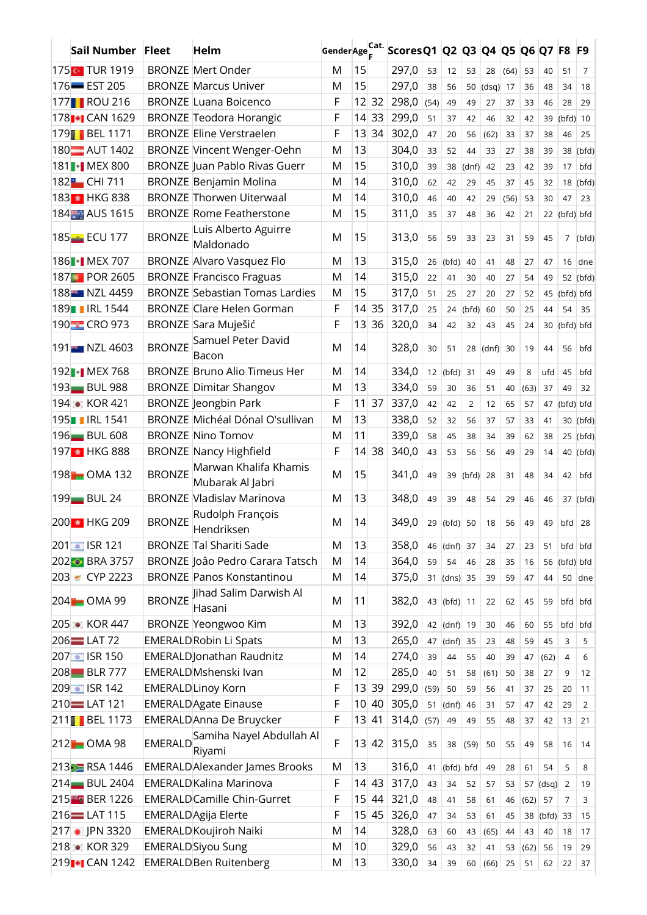| | Sail Number | Fleet | Helm | Gender | Age | Cat. F | Scores | Q1 | Q2 | Q3 | Q4 | Q5 | Q6 | Q7 | F8 | F9 |
|---|---|---|---|---|---|---|---|---|---|---|---|---|---|---|---|---|
| 175 | TUR 1919 | BRONZE | Mert Onder | M | 15 | | 297,0 | 53 | 12 | 53 | 28 | (64) | 53 | 40 | 51 | 7 |
| 176 | EST 205 | BRONZE | Marcus Univer | M | 15 | | 297,0 | 38 | 56 | 50 | (dsq) | 17 | 36 | 48 | 34 | 18 |
| 177 | ROU 216 | BRONZE | Luana Boicenco | F | 12 | 32 | 298,0 | (54) | 49 | 49 | 27 | 37 | 33 | 46 | 28 | 29 |
| 178 | CAN 1629 | BRONZE | Teodora Horangic | F | 14 | 33 | 299,0 | 51 | 37 | 42 | 46 | 32 | 42 | 39 | (bfd) | 10 |
| 179 | BEL 1171 | BRONZE | Eline Verstraelen | F | 13 | 34 | 302,0 | 47 | 20 | 56 | (62) | 33 | 37 | 38 | 46 | 25 |
| 180 | AUT 1402 | BRONZE | Vincent Wenger-Oehn | M | 13 | | 304,0 | 33 | 52 | 44 | 33 | 27 | 38 | 39 | 38 | (bfd) |
| 181 | MEX 800 | BRONZE | Juan Pablo Rivas Guerr | M | 15 | | 310,0 | 39 | 38 | (dnf) | 42 | 23 | 42 | 39 | 17 | bfd |
| 182 | CHI 711 | BRONZE | Benjamin Molina | M | 14 | | 310,0 | 62 | 42 | 29 | 45 | 37 | 45 | 32 | 18 | (bfd) |
| 183 | HKG 838 | BRONZE | Thorwen Uiterwaal | M | 14 | | 310,0 | 46 | 40 | 42 | 29 | (56) | 53 | 30 | 47 | 23 |
| 184 | AUS 1615 | BRONZE | Rome Featherstone | M | 15 | | 311,0 | 35 | 37 | 48 | 36 | 42 | 21 | 22 | (bfd) | bfd |
| 185 | ECU 177 | BRONZE | Luis Alberto Aguirre Maldonado | M | 15 | | 313,0 | 56 | 59 | 33 | 23 | 31 | 59 | 45 | 7 | (bfd) |
| 186 | MEX 707 | BRONZE | Alvaro Vasquez Flo | M | 13 | | 315,0 | 26 | (bfd) | 40 | 41 | 48 | 27 | 47 | 16 | dne |
| 187 | POR 2605 | BRONZE | Francisco Fraguas | M | 14 | | 315,0 | 22 | 41 | 30 | 40 | 27 | 54 | 49 | 52 | (bfd) |
| 188 | NZL 4459 | BRONZE | Sebastian Tomas Lardies | M | 15 | | 317,0 | 51 | 25 | 27 | 20 | 27 | 52 | 45 | (bfd) | bfd |
| 189 | IRL 1544 | BRONZE | Clare Helen Gorman | F | 14 | 35 | 317,0 | 25 | 24 | (bfd) | 60 | 50 | 25 | 44 | 54 | 35 |
| 190 | CRO 973 | BRONZE | Sara Muješić | F | 13 | 36 | 320,0 | 34 | 42 | 32 | 43 | 45 | 24 | 30 | (bfd) | bfd |
| 191 | NZL 4603 | BRONZE | Samuel Peter David Bacon | M | 14 | | 328,0 | 30 | 51 | 28 | (dnf) | 30 | 19 | 44 | 56 | bfd |
| 192 | MEX 768 | BRONZE | Bruno Alio Timeus Her | M | 14 | | 334,0 | 12 | (bfd) | 31 | 49 | 49 | 8 | ufd | 45 | bfd |
| 193 | BUL 988 | BRONZE | Dimitar Shangov | M | 13 | | 334,0 | 59 | 30 | 36 | 51 | 40 | (63) | 37 | 49 | 32 |
| 194 | KOR 421 | BRONZE | Jeongbin Park | F | 11 | 37 | 337,0 | 42 | 42 | 2 | 12 | 65 | 57 | 47 | (bfd) | bfd |
| 195 | IRL 1541 | BRONZE | Michéal Dónal O'sullivan | M | 13 | | 338,0 | 52 | 32 | 56 | 37 | 57 | 33 | 41 | 30 | (bfd) |
| 196 | BUL 608 | BRONZE | Nino Tomov | M | 11 | | 339,0 | 58 | 45 | 38 | 34 | 39 | 62 | 38 | 25 | (bfd) |
| 197 | HKG 888 | BRONZE | Nancy Highfield | F | 14 | 38 | 340,0 | 43 | 53 | 56 | 56 | 49 | 29 | 14 | 40 | (bfd) |
| 198 | OMA 132 | BRONZE | Marwan Khalifa Khamis Mubarak Al Jabri | M | 15 | | 341,0 | 49 | 39 | (bfd) | 28 | 31 | 48 | 34 | 42 | bfd |
| 199 | BUL 24 | BRONZE | Vladislav Marinova | M | 13 | | 348,0 | 49 | 39 | 48 | 54 | 29 | 46 | 46 | 37 | (bfd) |
| 200 | HKG 209 | BRONZE | Rudolph François Hendriksen | M | 14 | | 349,0 | 29 | (bfd) | 50 | 18 | 56 | 49 | 49 | bfd | 28 |
| 201 | ISR 121 | BRONZE | Tal Shariti Sade | M | 13 | | 358,0 | 46 | (dnf) | 37 | 34 | 27 | 23 | 51 | bfd | bfd |
| 202 | BRA 3757 | BRONZE | Joâo Pedro Carara Tatsch | M | 14 | | 364,0 | 59 | 54 | 46 | 28 | 35 | 16 | 56 | (bfd) | bfd |
| 203 | CYP 2223 | BRONZE | Panos Konstantinou | M | 14 | | 375,0 | 31 | (dns) | 35 | 39 | 59 | 47 | 44 | 50 | dne |
| 204 | OMA 99 | BRONZE | Jihad Salim Darwish Al Hasani | M | 11 | | 382,0 | 43 | (bfd) | 11 | 22 | 62 | 45 | 59 | bfd | bfd |
| 205 | KOR 447 | BRONZE | Yeongwoo Kim | M | 13 | | 392,0 | 42 | (dnf) | 19 | 30 | 46 | 60 | 55 | bfd | bfd |
| 206 | LAT 72 | EMERALD | Robin Li Spats | M | 13 | | 265,0 | 47 | (dnf) | 35 | 23 | 48 | 59 | 45 | 3 | 5 |
| 207 | ISR 150 | EMERALD | Jonathan Raudnitz | M | 14 | | 274,0 | 39 | 44 | 55 | 40 | 39 | 47 | (62) | 4 | 6 |
| 208 | BLR 777 | EMERALD | Mshenski Ivan | M | 12 | | 285,0 | 40 | 51 | 58 | (61) | 50 | 38 | 27 | 9 | 12 |
| 209 | ISR 142 | EMERALD | Linoy Korn | F | 13 | 39 | 299,0 | (59) | 50 | 59 | 56 | 41 | 37 | 25 | 20 | 11 |
| 210 | LAT 121 | EMERALD | Agate Einause | F | 10 | 40 | 305,0 | 51 | (dnf) | 46 | 31 | 57 | 47 | 42 | 29 | 2 |
| 211 | BEL 1173 | EMERALD | Anna De Bruycker | F | 13 | 41 | 314,0 | (57) | 49 | 49 | 55 | 48 | 37 | 42 | 13 | 21 |
| 212 | OMA 98 | EMERALD | Samiha Nayel Abdullah Al Riyami | F | 13 | 42 | 315,0 | 35 | 38 | (59) | 50 | 55 | 49 | 58 | 16 | 14 |
| 213 | RSA 1446 | EMERALD | Alexander James Brooks | M | 13 | | 316,0 | 41 | (bfd) | bfd | 49 | 28 | 61 | 54 | 5 | 8 |
| 214 | BUL 2404 | EMERALD | Kalina Marinova | F | 14 | 43 | 317,0 | 43 | 34 | 52 | 57 | 53 | 57 | (dsq) | 2 | 19 |
| 215 | BER 1226 | EMERALD | Camille Chin-Gurret | F | 15 | 44 | 321,0 | 48 | 41 | 58 | 61 | 46 | (62) | 57 | 7 | 3 |
| 216 | LAT 115 | EMERALD | Agija Elerte | F | 15 | 45 | 326,0 | 47 | 34 | 53 | 61 | 45 | 38 | (bfd) | 33 | 15 |
| 217 | JPN 3320 | EMERALD | Koujiroh Naiki | M | 14 | | 328,0 | 63 | 60 | 43 | (65) | 44 | 43 | 40 | 18 | 17 |
| 218 | KOR 329 | EMERALD | Siyou Sung | M | 10 | | 329,0 | 56 | 43 | 32 | 41 | 53 | (62) | 56 | 19 | 29 |
| 219 | CAN 1242 | EMERALD | Ben Ruitenberg | M | 13 | | 330,0 | 34 | 39 | 60 | (66) | 25 | 51 | 62 | 22 | 37 |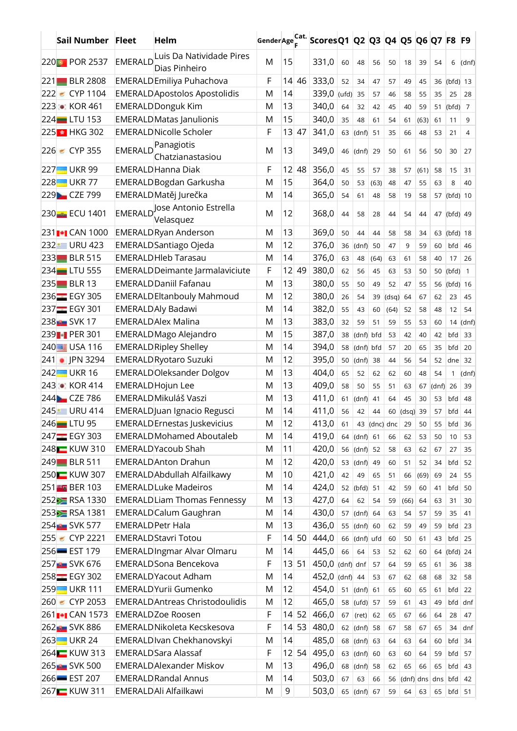| | Sail Number | Fleet | Helm | Gender | Age | Cat. F | Scores | Q1 | Q2 | Q3 | Q4 | Q5 | Q6 | Q7 | F8 | F9 |
|---|---|---|---|---|---|---|---|---|---|---|---|---|---|---|---|---|
| 220 | POR 2537 | EMERALD | Luis Da Natividade Pires Dias Pinheiro | M | 15 | | 331,0 | 60 | 48 | 56 | 50 | 18 | 39 | 54 | 6 | (dnf) |
| 221 | BLR 2808 | EMERALD | Emiliya Puhachova | F | 14 | 46 | 333,0 | 52 | 34 | 47 | 57 | 49 | 45 | 36 | (bfd) | 13 |
| 222 | CYP 1104 | EMERALD | Apostolos Apostolidis | M | 14 | | 339,0 | (ufd) | 35 | 57 | 46 | 58 | 55 | 35 | 25 | 28 |
| 223 | KOR 461 | EMERALD | Donguk Kim | M | 13 | | 340,0 | 64 | 32 | 42 | 45 | 40 | 59 | 51 | (bfd) | 7 |
| 224 | LTU 153 | EMERALD | Matas Janulionis | M | 15 | | 340,0 | 35 | 48 | 61 | 54 | 61 | (63) | 61 | 11 | 9 |
| 225 | HKG 302 | EMERALD | Nicolle Scholer | F | 13 | 47 | 341,0 | 63 | (dnf) | 51 | 35 | 66 | 48 | 53 | 21 | 4 |
| 226 | CYP 355 | EMERALD | Panagiotis Chatzianastasiou | M | 13 | | 349,0 | 46 | (dnf) | 29 | 50 | 61 | 56 | 50 | 30 | 27 |
| 227 | UKR 99 | EMERALD | Hanna Diak | F | 12 | 48 | 356,0 | 45 | 55 | 57 | 38 | 57 | (61) | 58 | 15 | 31 |
| 228 | UKR 77 | EMERALD | Bogdan Garkusha | M | 15 | | 364,0 | 50 | 53 | (63) | 48 | 47 | 55 | 63 | 8 | 40 |
| 229 | CZE 799 | EMERALD | Matěj Jurečka | M | 14 | | 365,0 | 54 | 61 | 48 | 58 | 19 | 58 | 57 | (bfd) | 10 |
| 230 | ECU 1401 | EMERALD | Jose Antonio Estrella Velasquez | M | 12 | | 368,0 | 44 | 58 | 28 | 44 | 54 | 44 | 47 | (bfd) | 49 |
| 231 | CAN 1000 | EMERALD | Ryan Anderson | M | 13 | | 369,0 | 50 | 44 | 44 | 58 | 58 | 34 | 63 | (bfd) | 18 |
| 232 | URU 423 | EMERALD | Santiago Ojeda | M | 12 | | 376,0 | 36 | (dnf) | 50 | 47 | 9 | 59 | 60 | bfd | 46 |
| 233 | BLR 515 | EMERALD | Hleb Tarasau | M | 14 | | 376,0 | 63 | 48 | (64) | 63 | 61 | 58 | 40 | 17 | 26 |
| 234 | LTU 555 | EMERALD | Deimante Jarmalaviciute | F | 12 | 49 | 380,0 | 62 | 56 | 45 | 63 | 53 | 50 | 50 | (bfd) | 1 |
| 235 | BLR 13 | EMERALD | Daniil Fafanau | M | 13 | | 380,0 | 55 | 50 | 49 | 52 | 47 | 55 | 56 | (bfd) | 16 |
| 236 | EGY 305 | EMERALD | Eltanbouly Mahmoud | M | 12 | | 380,0 | 26 | 54 | 39 | (dsq) | 64 | 67 | 62 | 23 | 45 |
| 237 | EGY 301 | EMERALD | Aly Badawi | M | 14 | | 382,0 | 55 | 43 | 60 | (64) | 52 | 58 | 48 | 12 | 54 |
| 238 | SVK 17 | EMERALD | Alex Malina | M | 13 | | 383,0 | 32 | 59 | 51 | 59 | 55 | 53 | 60 | 14 | (dnf) |
| 239 | PER 301 | EMERALD | Mago Alejandro | M | 15 | | 387,0 | 38 | (dnf) | bfd | 53 | 42 | 40 | 42 | bfd | 33 |
| 240 | USA 116 | EMERALD | Ripley Shelley | M | 14 | | 394,0 | 58 | (dnf) | bfd | 57 | 20 | 65 | 35 | bfd | 20 |
| 241 | JPN 3294 | EMERALD | Ryotaro Suzuki | M | 12 | | 395,0 | 50 | (dnf) | 38 | 44 | 56 | 54 | 52 | dne | 32 |
| 242 | UKR 16 | EMERALD | Oleksander Dolgov | M | 13 | | 404,0 | 65 | 52 | 62 | 62 | 60 | 48 | 54 | 1 | (dnf) |
| 243 | KOR 414 | EMERALD | Hojun Lee | M | 13 | | 409,0 | 58 | 50 | 55 | 51 | 63 | 67 | (dnf) | 26 | 39 |
| 244 | CZE 786 | EMERALD | Mikuláš Vaszi | M | 13 | | 411,0 | 61 | (dnf) | 41 | 64 | 45 | 30 | 53 | bfd | 48 |
| 245 | URU 414 | EMERALD | Juan Ignacio Regusci | M | 14 | | 411,0 | 56 | 42 | 44 | 60 | (dsq) | 39 | 57 | bfd | 44 |
| 246 | LTU 95 | EMERALD | Ernestas Juskevicius | M | 12 | | 413,0 | 61 | 43 | (dnc) | dnc | 29 | 50 | 55 | bfd | 36 |
| 247 | EGY 303 | EMERALD | Mohamed Aboutaleb | M | 14 | | 419,0 | 64 | (dnf) | 61 | 66 | 62 | 53 | 50 | 10 | 53 |
| 248 | KUW 310 | EMERALD | Yacoub Shah | M | 11 | | 420,0 | 56 | (dnf) | 52 | 58 | 63 | 62 | 67 | 27 | 35 |
| 249 | BLR 511 | EMERALD | Anton Drahun | M | 12 | | 420,0 | 53 | (dnf) | 49 | 60 | 51 | 52 | 34 | bfd | 52 |
| 250 | KUW 307 | EMERALD | Abdullah Alfailkawy | M | 10 | | 421,0 | 42 | 49 | 65 | 51 | 66 | (69) | 69 | 24 | 55 |
| 251 | BER 103 | EMERALD | Luke Madeiros | M | 14 | | 424,0 | 52 | (bfd) | 51 | 42 | 59 | 60 | 41 | bfd | 50 |
| 252 | RSA 1330 | EMERALD | Liam Thomas Fennessy | M | 13 | | 427,0 | 64 | 62 | 54 | 59 | (66) | 64 | 63 | 31 | 30 |
| 253 | RSA 1381 | EMERALD | Calum Gaughran | M | 14 | | 430,0 | 57 | (dnf) | 64 | 63 | 54 | 57 | 59 | 35 | 41 |
| 254 | SVK 577 | EMERALD | Petr Hala | M | 13 | | 436,0 | 55 | (dnf) | 60 | 62 | 59 | 49 | 59 | bfd | 23 |
| 255 | CYP 2221 | EMERALD | Stavri Totou | F | 14 | 50 | 444,0 | 66 | (dnf) | ufd | 60 | 50 | 61 | 43 | bfd | 25 |
| 256 | EST 179 | EMERALD | Ingmar Alvar Olmaru | M | 14 | | 445,0 | 66 | 64 | 53 | 52 | 62 | 60 | 64 | (bfd) | 24 |
| 257 | SVK 676 | EMERALD | Sona Bencekova | F | 13 | 51 | 450,0 | (dnf) | dnf | 57 | 64 | 59 | 65 | 61 | 36 | 38 |
| 258 | EGY 302 | EMERALD | Yacout Adham | M | 14 | | 452,0 | (dnf) | 44 | 53 | 67 | 62 | 68 | 68 | 32 | 58 |
| 259 | UKR 111 | EMERALD | Yurii Gumenko | M | 12 | | 454,0 | 51 | (dnf) | 61 | 65 | 60 | 65 | 61 | bfd | 22 |
| 260 | CYP 2053 | EMERALD | Antreas Christodoulidis | M | 12 | | 465,0 | 58 | (ufd) | 57 | 59 | 61 | 43 | 49 | bfd | dnf |
| 261 | CAN 1573 | EMERALD | Zoe Roosen | F | 14 | 52 | 466,0 | 67 | (ret) | 62 | 65 | 67 | 66 | 64 | 28 | 47 |
| 262 | SVK 886 | EMERALD | Nikoleta Kecskesova | F | 14 | 53 | 480,0 | 62 | (dnf) | 58 | 67 | 58 | 67 | 65 | 34 | dnf |
| 263 | UKR 24 | EMERALD | Ivan Chekhanovskyi | M | 14 | | 485,0 | 68 | (dnf) | 63 | 64 | 63 | 64 | 60 | bfd | 34 |
| 264 | KUW 313 | EMERALD | Sara Alassaf | F | 12 | 54 | 495,0 | 63 | (dnf) | 60 | 63 | 60 | 64 | 59 | bfd | 57 |
| 265 | SVK 500 | EMERALD | Alexander Miskov | M | 13 | | 496,0 | 68 | (dnf) | 58 | 62 | 65 | 66 | 65 | bfd | 43 |
| 266 | EST 207 | EMERALD | Randal Annus | M | 14 | | 503,0 | 67 | 63 | 66 | 56 | (dnf) | dns | dns | bfd | 42 |
| 267 | KUW 311 | EMERALD | Ali Alfailkawi | M | 9 | | 503,0 | 65 | (dnf) | 67 | 59 | 64 | 63 | 65 | bfd | 51 |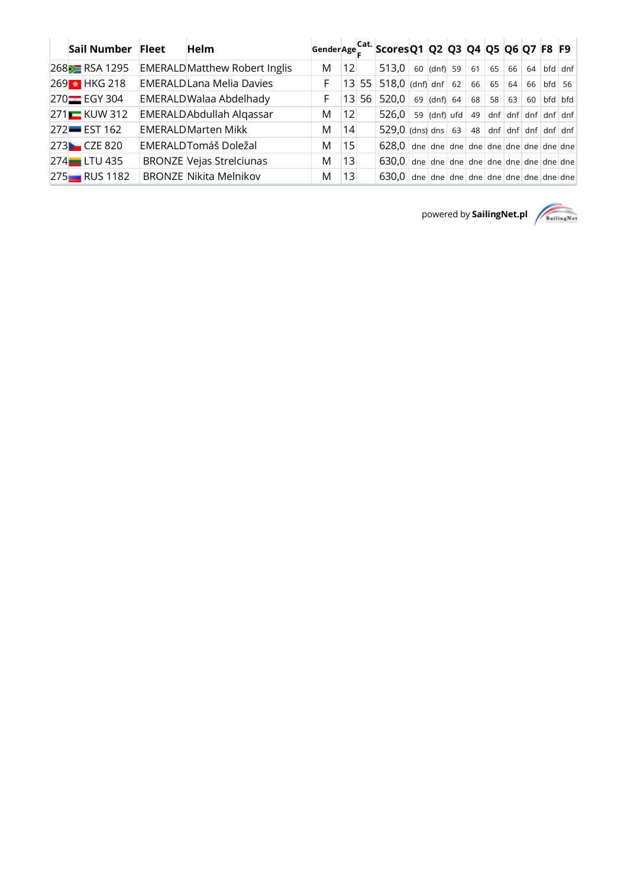| | Sail Number | Fleet | Helm | Gender | Age | Cat. F | Scores | Q1 | Q2 | Q3 | Q4 | Q5 | Q6 | Q7 | F8 | F9 |
|---|---|---|---|---|---|---|---|---|---|---|---|---|---|---|---|---|
| 268 | RSA 1295 | EMERALD | Matthew Robert Inglis | M | 12 | | 513,0 | 60 | (dnf) | 59 | 61 | 65 | 66 | 64 | bfd | dnf |
| 269 | HKG 218 | EMERALD | Lana Melia Davies | F | 13 | 55 | 518,0 | (dnf) | dnf | 62 | 66 | 65 | 64 | 66 | bfd | 56 |
| 270 | EGY 304 | EMERALD | Walaa Abdelhady | F | 13 | 56 | 520,0 | 69 | (dnf) | 64 | 68 | 58 | 63 | 60 | bfd | bfd |
| 271 | KUW 312 | EMERALD | Abdullah Alqassar | M | 12 | | 526,0 | 59 | (dnf) | ufd | 49 | dnf | dnf | dnf | dnf | dnf |
| 272 | EST 162 | EMERALD | Marten Mikk | M | 14 | | 529,0 | (dns) | dns | 63 | 48 | dnf | dnf | dnf | dnf | dnf |
| 273 | CZE 820 | EMERALD | Tomáš Doležal | M | 15 | | 628,0 | dne | dne | dne | dne | dne | dne | dne | dne | dne |
| 274 | LTU 435 | BRONZE | Vejas Strelciunas | M | 13 | | 630,0 | dne | dne | dne | dne | dne | dne | dne | dne | dne |
| 275 | RUS 1182 | BRONZE | Nikita Melnikov | M | 13 | | 630,0 | dne | dne | dne | dne | dne | dne | dne | dne | dne |

powered by **SailingNet.pl**